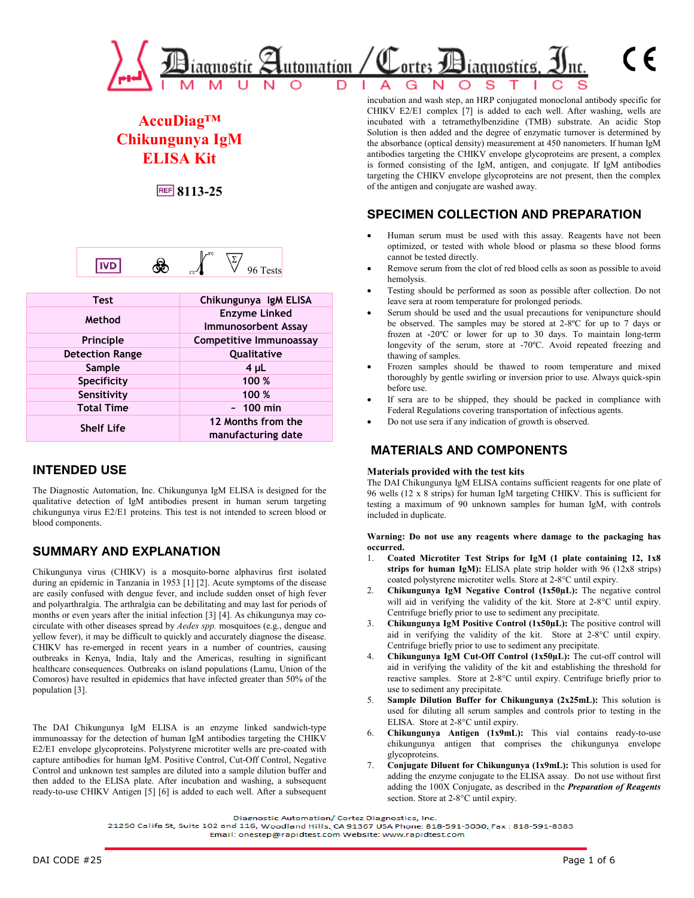Diagnostic Automation / Cortez Diagnostics, Inc.

IMMUNO DIAGNOSTICS

# AccuDiag™ Chikungunya IgM ELISA Kit

REF 8113-25

IVD | 2°C–8°C | 96 Tests

| Test | Chikungunya IgM ELISA |
|---|---|
| Method | Enzyme Linked Immunosorbent Assay |
| Principle | Competitive Immunoassay |
| Detection Range | Qualitative |
| Sample | 4 µL |
| Specificity | 100 % |
| Sensitivity | 100 % |
| Total Time | ~ 100 min |
| Shelf Life | 12 Months from the manufacturing date |

## INTENDED USE

The Diagnostic Automation, Inc. Chikungunya IgM ELISA is designed for the qualitative detection of IgM antibodies present in human serum targeting chikungunya virus E2/E1 proteins. This test is not intended to screen blood or blood components.

## SUMMARY AND EXPLANATION

Chikungunya virus (CHIKV) is a mosquito-borne alphavirus first isolated during an epidemic in Tanzania in 1953 [1] [2]. Acute symptoms of the disease are easily confused with dengue fever, and include sudden onset of high fever and polyarthralgia. The arthralgia can be debilitating and may last for periods of months or even years after the initial infection [3] [4]. As chikungunya may co-circulate with other diseases spread by *Aedes spp.* mosquitoes (e.g., dengue and yellow fever), it may be difficult to quickly and accurately diagnose the disease. CHIKV has re-emerged in recent years in a number of countries, causing outbreaks in Kenya, India, Italy and the Americas, resulting in significant healthcare consequences. Outbreaks on island populations (Lamu, Union of the Comoros) have resulted in epidemics that have infected greater than 50% of the population [3].

The DAI Chikungunya IgM ELISA is an enzyme linked sandwich-type immunoassay for the detection of human IgM antibodies targeting the CHIKV E2/E1 envelope glycoproteins. Polystyrene microtiter wells are pre-coated with capture antibodies for human IgM. Positive Control, Cut-Off Control, Negative Control and unknown test samples are diluted into a sample dilution buffer and then added to the ELISA plate. After incubation and washing, a subsequent ready-to-use CHIKV Antigen [5] [6] is added to each well. After a subsequent incubation and wash step, an HRP conjugated monoclonal antibody specific for CHIKV E2/E1 complex [7] is added to each well. After washing, wells are incubated with a tetramethylbenzidine (TMB) substrate. An acidic Stop Solution is then added and the degree of enzymatic turnover is determined by the absorbance (optical density) measurement at 450 nanometers. If human IgM antibodies targeting the CHIKV envelope glycoproteins are present, a complex is formed consisting of the IgM, antigen, and conjugate. If IgM antibodies targeting the CHIKV envelope glycoproteins are not present, then the complex of the antigen and conjugate are washed away.

## SPECIMEN COLLECTION AND PREPARATION

- Human serum must be used with this assay. Reagents have not been optimized, or tested with whole blood or plasma so these blood forms cannot be tested directly.
- Remove serum from the clot of red blood cells as soon as possible to avoid hemolysis.
- Testing should be performed as soon as possible after collection. Do not leave sera at room temperature for prolonged periods.
- Serum should be used and the usual precautions for venipuncture should be observed. The samples may be stored at 2-8ºC for up to 7 days or frozen at -20ºC or lower for up to 30 days. To maintain long-term longevity of the serum, store at -70ºC. Avoid repeated freezing and thawing of samples.
- Frozen samples should be thawed to room temperature and mixed thoroughly by gentle swirling or inversion prior to use. Always quick-spin before use.
- If sera are to be shipped, they should be packed in compliance with Federal Regulations covering transportation of infectious agents.
- Do not use sera if any indication of growth is observed.

## MATERIALS AND COMPONENTS

**Materials provided with the test kits**

The DAI Chikungunya IgM ELISA contains sufficient reagents for one plate of 96 wells (12 x 8 strips) for human IgM targeting CHIKV. This is sufficient for testing a maximum of 90 unknown samples for human IgM, with controls included in duplicate.

**Warning: Do not use any reagents where damage to the packaging has occurred.**

1. **Coated Microtiter Test Strips for IgM (1 plate containing 12, 1x8 strips for human IgM):** ELISA plate strip holder with 96 (12x8 strips) coated polystyrene microtiter wells. Store at 2-8°C until expiry.
2. **Chikungunya IgM Negative Control (1x50µL):** The negative control will aid in verifying the validity of the kit. Store at 2-8°C until expiry. Centrifuge briefly prior to use to sediment any precipitate.
3. **Chikungunya IgM Positive Control (1x50µL):** The positive control will aid in verifying the validity of the kit. Store at 2-8°C until expiry. Centrifuge briefly prior to use to sediment any precipitate.
4. **Chikungunya IgM Cut-Off Control (1x50µL):** The cut-off control will aid in verifying the validity of the kit and establishing the threshold for reactive samples. Store at 2-8°C until expiry. Centrifuge briefly prior to use to sediment any precipitate.
5. **Sample Dilution Buffer for Chikungunya (2x25mL):** This solution is used for diluting all serum samples and controls prior to testing in the ELISA. Store at 2-8°C until expiry.
6. **Chikungunya Antigen (1x9mL):** This vial contains ready-to-use chikungunya antigen that comprises the chikungunya envelope glycoproteins.
7. **Conjugate Diluent for Chikungunya (1x9mL):** This solution is used for adding the enzyme conjugate to the ELISA assay. Do not use without first adding the 100X Conjugate, as described in the ***Preparation of Reagents*** section. Store at 2-8°C until expiry.

Diagnostic Automation/ Cortez Diagnostics, Inc.
21250 Califa St, Suite 102 and 116, Woodland Hills, CA 91367 USA Phone: 818-591-3030, Fax : 818-591-8383
Email: onestep@rapidtest.com Website: www.rapidtest.com

DAI CODE #25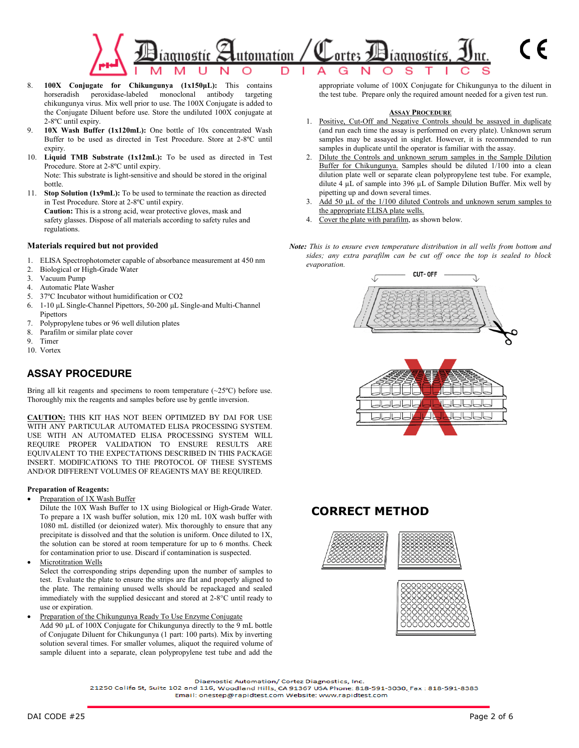8. **100X Conjugate for Chikungunya (1x150µL):** This contains horseradish peroxidase-labeled monoclonal antibody targeting chikungunya virus. Mix well prior to use. The 100X Conjugate is added to the Conjugate Diluent before use. Store the undiluted 100X conjugate at 2-8ºC until expiry.
9. **10X Wash Buffer (1x120mL):** One bottle of 10x concentrated Wash Buffer to be used as directed in Test Procedure. Store at 2-8ºC until expiry.
10. **Liquid TMB Substrate (1x12mL):** To be used as directed in Test Procedure. Store at 2-8ºC until expiry.
    Note: This substrate is light-sensitive and should be stored in the original bottle.
11. **Stop Solution (1x9mL):** To be used to terminate the reaction as directed in Test Procedure. Store at 2-8ºC until expiry.
    **Caution:** This is a strong acid, wear protective gloves, mask and safety glasses. Dispose of all materials according to safety rules and regulations.

### Materials required but not provided

1. ELISA Spectrophotometer capable of absorbance measurement at 450 nm
2. Biological or High-Grade Water
3. Vacuum Pump
4. Automatic Plate Washer
5. 37ºC Incubator without humidification or CO2
6. 1-10 µL Single-Channel Pipettors, 50-200 µL Single-and Multi-Channel Pipettors
7. Polypropylene tubes or 96 well dilution plates
8. Parafilm or similar plate cover
9. Timer
10. Vortex

## ASSAY PROCEDURE

Bring all kit reagents and specimens to room temperature (~25ºC) before use. Thoroughly mix the reagents and samples before use by gentle inversion.

**CAUTION:** THIS KIT HAS NOT BEEN OPTIMIZED BY DAI FOR USE WITH ANY PARTICULAR AUTOMATED ELISA PROCESSING SYSTEM. USE WITH AN AUTOMATED ELISA PROCESSING SYSTEM WILL REQUIRE PROPER VALIDATION TO ENSURE RESULTS ARE EQUIVALENT TO THE EXPECTATIONS DESCRIBED IN THIS PACKAGE INSERT. MODIFICATIONS TO THE PROTOCOL OF THESE SYSTEMS AND/OR DIFFERENT VOLUMES OF REAGENTS MAY BE REQUIRED.

**Preparation of Reagents:**

- Preparation of 1X Wash Buffer
  Dilute the 10X Wash Buffer to 1X using Biological or High-Grade Water. To prepare a 1X wash buffer solution, mix 120 mL 10X wash buffer with 1080 mL distilled (or deionized water). Mix thoroughly to ensure that any precipitate is dissolved and that the solution is uniform. Once diluted to 1X, the solution can be stored at room temperature for up to 6 months. Check for contamination prior to use. Discard if contamination is suspected.
- Microtitration Wells
  Select the corresponding strips depending upon the number of samples to test. Evaluate the plate to ensure the strips are flat and properly aligned to the plate. The remaining unused wells should be repackaged and sealed immediately with the supplied desiccant and stored at 2-8°C until ready to use or expiration.
- Preparation of the Chikungunya Ready To Use Enzyme Conjugate
  Add 90 µL of 100X Conjugate for Chikungunya directly to the 9 mL bottle of Conjugate Diluent for Chikungunya (1 part: 100 parts). Mix by inverting solution several times. For smaller volumes, aliquot the required volume of sample diluent into a separate, clean polypropylene test tube and add the appropriate volume of 100X Conjugate for Chikungunya to the diluent in the test tube. Prepare only the required amount needed for a given test run.

### Assay Procedure

1. Positive, Cut-Off and Negative Controls should be assayed in duplicate (and run each time the assay is performed on every plate). Unknown serum samples may be assayed in singlet. However, it is recommended to run samples in duplicate until the operator is familiar with the assay.
2. Dilute the Controls and unknown serum samples in the Sample Dilution Buffer for Chikungunya. Samples should be diluted 1/100 into a clean dilution plate well or separate clean polypropylene test tube. For example, dilute 4 µL of sample into 396 µL of Sample Dilution Buffer. Mix well by pipetting up and down several times.
3. Add 50 µL of the 1/100 diluted Controls and unknown serum samples to the appropriate ELISA plate wells.
4. Cover the plate with parafilm, as shown below.

***Note:*** *This is to ensure even temperature distribution in all wells from bottom and sides; any extra parafilm can be cut off once the top is sealed to block evaporation.*

CUT- OFF

## CORRECT METHOD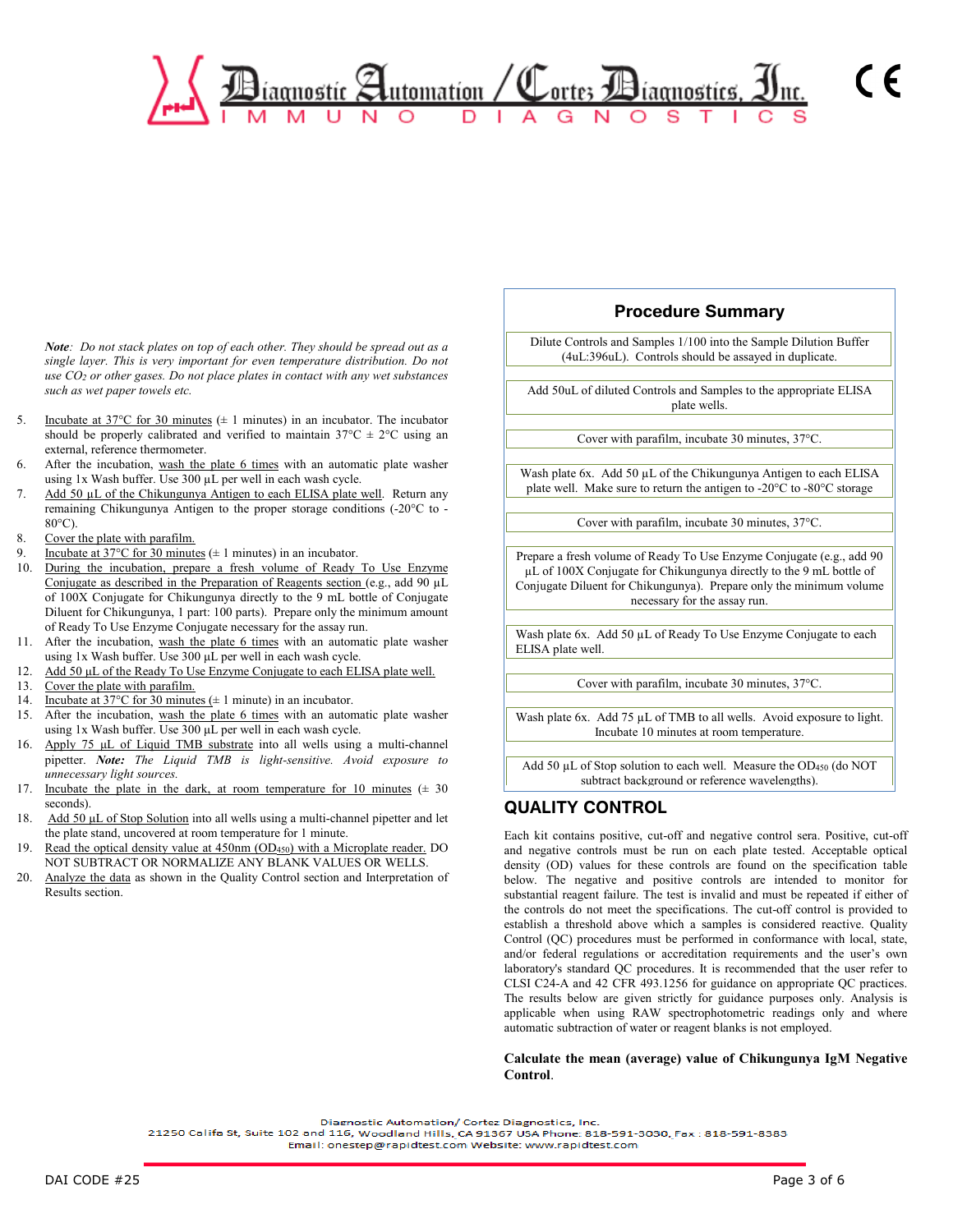*Note: Do not stack plates on top of each other. They should be spread out as a single layer. This is very important for even temperature distribution. Do not use $CO_2$ or other gases. Do not place plates in contact with any wet substances such as wet paper towels etc.*

5. Incubate at 37°C for 30 minutes (± 1 minutes) in an incubator. The incubator should be properly calibrated and verified to maintain 37°C ± 2°C using an external, reference thermometer.
6. After the incubation, wash the plate 6 times with an automatic plate washer using 1x Wash buffer. Use 300 µL per well in each wash cycle.
7. Add 50 µL of the Chikungunya Antigen to each ELISA plate well. Return any remaining Chikungunya Antigen to the proper storage conditions (-20°C to -80°C).
8. Cover the plate with parafilm.
9. Incubate at 37°C for 30 minutes (± 1 minutes) in an incubator.
10. During the incubation, prepare a fresh volume of Ready To Use Enzyme Conjugate as described in the Preparation of Reagents section (e.g., add 90 µL of 100X Conjugate for Chikungunya directly to the 9 mL bottle of Conjugate Diluent for Chikungunya, 1 part: 100 parts). Prepare only the minimum amount of Ready To Use Enzyme Conjugate necessary for the assay run.
11. After the incubation, wash the plate 6 times with an automatic plate washer using 1x Wash buffer. Use 300 µL per well in each wash cycle.
12. Add 50 µL of the Ready To Use Enzyme Conjugate to each ELISA plate well.
13. Cover the plate with parafilm.
14. Incubate at 37°C for 30 minutes (± 1 minute) in an incubator.
15. After the incubation, wash the plate 6 times with an automatic plate washer using 1x Wash buffer. Use 300 µL per well in each wash cycle.
16. Apply 75 µL of Liquid TMB substrate into all wells using a multi-channel pipetter. ***Note:*** *The Liquid TMB is light-sensitive. Avoid exposure to unnecessary light sources.*
17. Incubate the plate in the dark, at room temperature for 10 minutes (± 30 seconds).
18. Add 50 µL of Stop Solution into all wells using a multi-channel pipetter and let the plate stand, uncovered at room temperature for 1 minute.
19. Read the optical density value at 450nm ($OD_{450}$) with a Microplate reader. DO NOT SUBTRACT OR NORMALIZE ANY BLANK VALUES OR WELLS.
20. Analyze the data as shown in the Quality Control section and Interpretation of Results section.

## Procedure Summary

| Procedure Summary |
|---|
| Dilute Controls and Samples 1/100 into the Sample Dilution Buffer (4uL:396uL). Controls should be assayed in duplicate. |
| Add 50uL of diluted Controls and Samples to the appropriate ELISA plate wells. |
| Cover with parafilm, incubate 30 minutes, 37°C. |
| Wash plate 6x. Add 50 µL of the Chikungunya Antigen to each ELISA plate well. Make sure to return the antigen to -20°C to -80°C storage |
| Cover with parafilm, incubate 30 minutes, 37°C. |
| Prepare a fresh volume of Ready To Use Enzyme Conjugate (e.g., add 90 µL of 100X Conjugate for Chikungunya directly to the 9 mL bottle of Conjugate Diluent for Chikungunya). Prepare only the minimum volume necessary for the assay run. |
| Wash plate 6x. Add 50 µL of Ready To Use Enzyme Conjugate to each ELISA plate well. |
| Cover with parafilm, incubate 30 minutes, 37°C. |
| Wash plate 6x. Add 75 µL of TMB to all wells. Avoid exposure to light. Incubate 10 minutes at room temperature. |
| Add 50 µL of Stop solution to each well. Measure the $OD_{450}$ (do NOT subtract background or reference wavelengths). |

## QUALITY CONTROL

Each kit contains positive, cut-off and negative control sera. Positive, cut-off and negative controls must be run on each plate tested. Acceptable optical density (OD) values for these controls are found on the specification table below. The negative and positive controls are intended to monitor for substantial reagent failure. The test is invalid and must be repeated if either of the controls do not meet the specifications. The cut-off control is provided to establish a threshold above which a samples is considered reactive. Quality Control (QC) procedures must be performed in conformance with local, state, and/or federal regulations or accreditation requirements and the user's own laboratory's standard QC procedures. It is recommended that the user refer to CLSI C24-A and 42 CFR 493.1256 for guidance on appropriate QC practices. The results below are given strictly for guidance purposes only. Analysis is applicable when using RAW spectrophotometric readings only and where automatic subtraction of water or reagent blanks is not employed.

**Calculate the mean (average) value of Chikungunya IgM Negative Control.**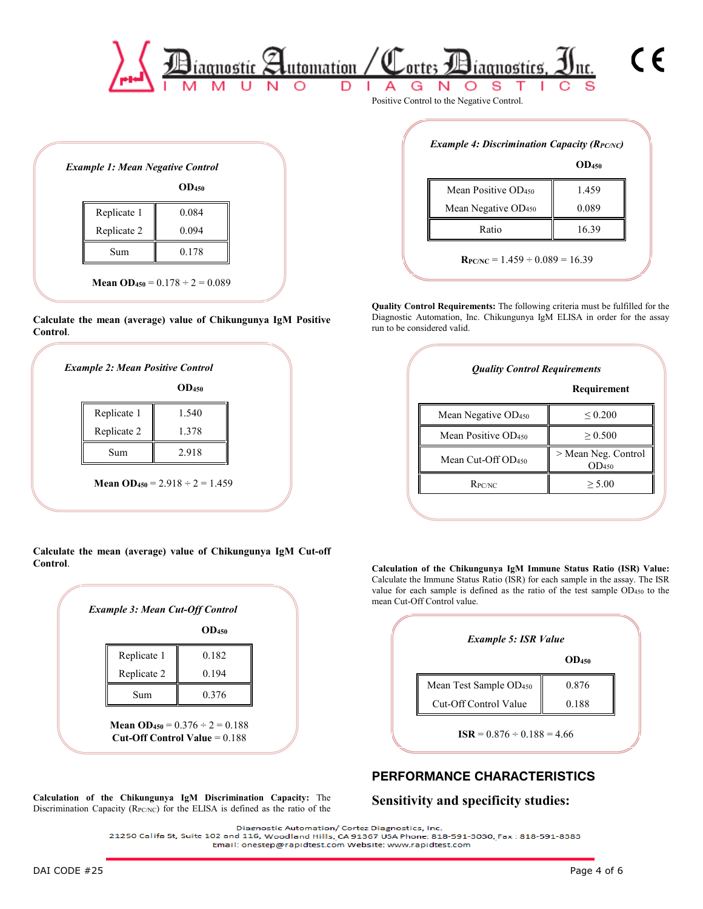*Example 1: Mean Negative Control*

| | $OD_{450}$ |
|---|---|
| Replicate 1 | 0.084 |
| Replicate 2 | 0.094 |
| Sum | 0.178 |

**Mean $OD_{450}$** = 0.178 ÷ 2 = 0.089

**Calculate the mean (average) value of Chikungunya IgM Positive Control**.

*Example 2: Mean Positive Control*

| | $OD_{450}$ |
|---|---|
| Replicate 1 | 1.540 |
| Replicate 2 | 1.378 |
| Sum | 2.918 |

**Mean $OD_{450}$** = 2.918 ÷ 2 = 1.459

**Calculate the mean (average) value of Chikungunya IgM Cut-off Control**.

*Example 3: Mean Cut-Off Control*

| | $OD_{450}$ |
|---|---|
| Replicate 1 | 0.182 |
| Replicate 2 | 0.194 |
| Sum | 0.376 |

**Mean $OD_{450}$** = 0.376 ÷ 2 = 0.188
**Cut-Off Control Value** = 0.188

**Calculation of the Chikungunya IgM Discrimination Capacity:** The Discrimination Capacity ($R_{PC/NC}$) for the ELISA is defined as the ratio of the Positive Control to the Negative Control.

*Example 4: Discrimination Capacity ($R_{PC/NC}$)*

| | $OD_{450}$ |
|---|---|
| Mean Positive $OD_{450}$ | 1.459 |
| Mean Negative $OD_{450}$ | 0.089 |
| Ratio | 16.39 |

**$R_{PC/NC}$** = 1.459 ÷ 0.089 = 16.39

**Quality Control Requirements:** The following criteria must be fulfilled for the Diagnostic Automation, Inc. Chikungunya IgM ELISA in order for the assay run to be considered valid.

*Quality Control Requirements*

| | Requirement |
|---|---|
| Mean Negative $OD_{450}$ | ≤ 0.200 |
| Mean Positive $OD_{450}$ | ≥ 0.500 |
| Mean Cut-Off $OD_{450}$ | > Mean Neg. Control $OD_{450}$ |
| $R_{PC/NC}$ | ≥ 5.00 |

**Calculation of the Chikungunya IgM Immune Status Ratio (ISR) Value:** Calculate the Immune Status Ratio (ISR) for each sample in the assay. The ISR value for each sample is defined as the ratio of the test sample $OD_{450}$ to the mean Cut-Off Control value.

*Example 5: ISR Value*

| | $OD_{450}$ |
|---|---|
| Mean Test Sample $OD_{450}$ | 0.876 |
| Cut-Off Control Value | 0.188 |

**ISR** = 0.876 ÷ 0.188 = 4.66

## PERFORMANCE CHARACTERISTICS

### Sensitivity and specificity studies: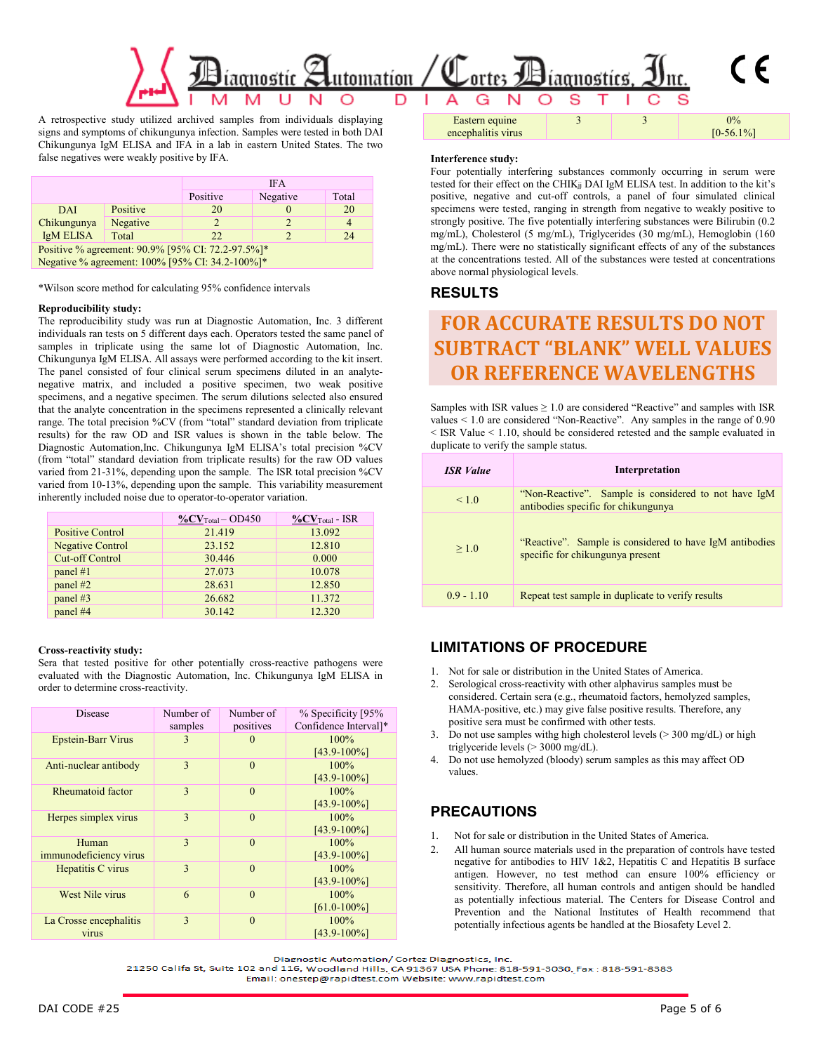A retrospective study utilized archived samples from individuals displaying signs and symptoms of chikungunya infection. Samples were tested in both DAI Chikungunya IgM ELISA and IFA in a lab in eastern United States. The two false negatives were weakly positive by IFA.

| | | IFA | | |
|---|---|---|---|---|
| | | Positive | Negative | Total |
| DAI Chikungunya IgM ELISA | Positive | 20 | 0 | 20 |
| | Negative | 2 | 2 | 4 |
| | Total | 22 | 2 | 24 |
| Positive % agreement: 90.9% [95% CI: 72.2-97.5%]* | | | | |
| Negative % agreement: 100% [95% CI: 34.2-100%]* | | | | |

*Wilson score method for calculating 95% confidence intervals

**Reproducibility study:**

The reproducibility study was run at Diagnostic Automation, Inc. 3 different individuals ran tests on 5 different days each. Operators tested the same panel of samples in triplicate using the same lot of Diagnostic Automation, Inc. Chikungunya IgM ELISA. All assays were performed according to the kit insert. The panel consisted of four clinical serum specimens diluted in an analyte-negative matrix, and included a positive specimen, two weak positive specimens, and a negative specimen. The serum dilutions selected also ensured that the analyte concentration in the specimens represented a clinically relevant range. The total precision %CV (from "total" standard deviation from triplicate results) for the raw OD and ISR values is shown in the table below. The Diagnostic Automation,Inc. Chikungunya IgM ELISA's total precision %CV (from "total" standard deviation from triplicate results) for the raw OD values varied from 21-31%, depending upon the sample. The ISR total precision %CV varied from 10-13%, depending upon the sample. This variability measurement inherently included noise due to operator-to-operator variation.

| | $\%CV_{Total}$ – OD450 | $\%CV_{Total}$ - ISR |
|---|---|---|
| Positive Control | 21.419 | 13.092 |
| Negative Control | 23.152 | 12.810 |
| Cut-off Control | 30.446 | 0.000 |
| panel #1 | 27.073 | 10.078 |
| panel #2 | 28.631 | 12.850 |
| panel #3 | 26.682 | 11.372 |
| panel #4 | 30.142 | 12.320 |

**Cross-reactivity study:**

Sera that tested positive for other potentially cross-reactive pathogens were evaluated with the Diagnostic Automation, Inc. Chikungunya IgM ELISA in order to determine cross-reactivity.

| Disease | Number of samples | Number of positives | % Specificity [95% Confidence Interval]* |
|---|---|---|---|
| Epstein-Barr Virus | 3 | 0 | 100% [43.9-100%] |
| Anti-nuclear antibody | 3 | 0 | 100% [43.9-100%] |
| Rheumatoid factor | 3 | 0 | 100% [43.9-100%] |
| Herpes simplex virus | 3 | 0 | 100% [43.9-100%] |
| Human immunodeficiency virus | 3 | 0 | 100% [43.9-100%] |
| Hepatitis C virus | 3 | 0 | 100% [43.9-100%] |
| West Nile virus | 6 | 0 | 100% [61.0-100%] |
| La Crosse encephalitis virus | 3 | 0 | 100% [43.9-100%] |
| Eastern equine encephalitis virus | 3 | 3 | 0% [0-56.1%] |

**Interference study:**

Four potentially interfering substances commonly occurring in serum were tested for their effect on the CHIKjj DAI IgM ELISA test. In addition to the kit's positive, negative and cut-off controls, a panel of four simulated clinical specimens were tested, ranging in strength from negative to weakly positive to strongly positive. The five potentially interfering substances were Bilirubin (0.2 mg/mL), Cholesterol (5 mg/mL), Triglycerides (30 mg/mL), Hemoglobin (160 mg/mL). There were no statistically significant effects of any of the substances at the concentrations tested. All of the substances were tested at concentrations above normal physiological levels.

## RESULTS

**FOR ACCURATE RESULTS DO NOT SUBTRACT "BLANK" WELL VALUES OR REFERENCE WAVELENGTHS**

Samples with ISR values ≥ 1.0 are considered "Reactive" and samples with ISR values < 1.0 are considered "Non-Reactive". Any samples in the range of 0.90 < ISR Value < 1.10, should be considered retested and the sample evaluated in duplicate to verify the sample status.

| *ISR Value* | **Interpretation** |
|---|---|
| < 1.0 | "Non-Reactive". Sample is considered to not have IgM antibodies specific for chikungunya |
| ≥ 1.0 | "Reactive". Sample is considered to have IgM antibodies specific for chikungunya present |
| 0.9 - 1.10 | Repeat test sample in duplicate to verify results |

## LIMITATIONS OF PROCEDURE

1. Not for sale or distribution in the United States of America.
2. Serological cross-reactivity with other alphavirus samples must be considered. Certain sera (e.g., rheumatoid factors, hemolyzed samples, HAMA-positive, etc.) may give false positive results. Therefore, any positive sera must be confirmed with other tests.
3. Do not use samples withg high cholesterol levels (> 300 mg/dL) or high triglyceride levels (> 3000 mg/dL).
4. Do not use hemolyzed (bloody) serum samples as this may affect OD values.

## PRECAUTIONS

1. Not for sale or distribution in the United States of America.
2. All human source materials used in the preparation of controls have tested negative for antibodies to HIV 1&2, Hepatitis C and Hepatitis B surface antigen. However, no test method can ensure 100% efficiency or sensitivity. Therefore, all human controls and antigen should be handled as potentially infectious material. The Centers for Disease Control and Prevention and the National Institutes of Health recommend that potentially infectious agents be handled at the Biosafety Level 2.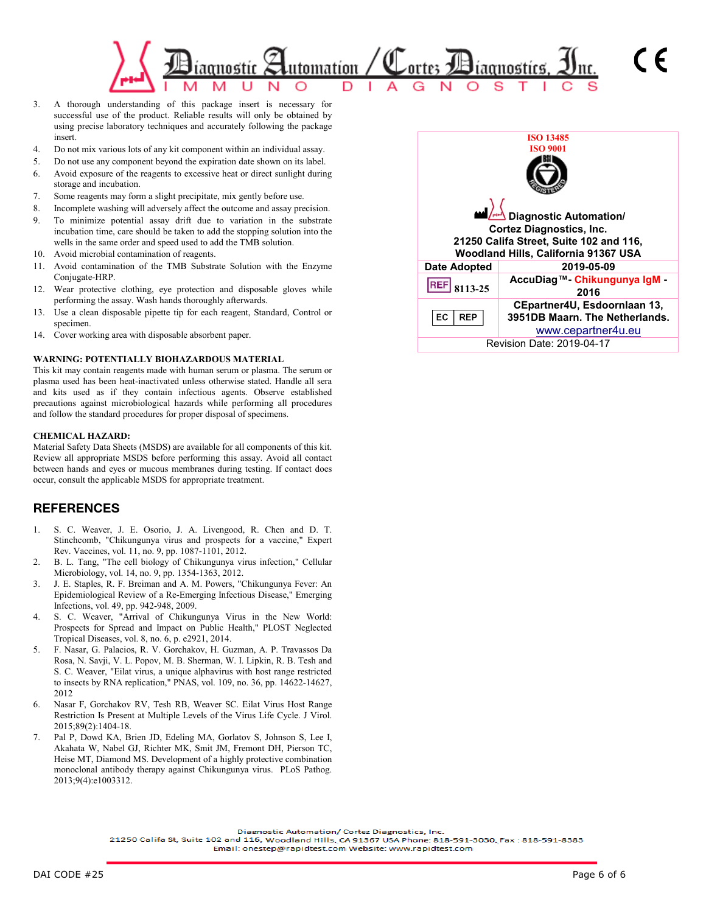3. A thorough understanding of this package insert is necessary for successful use of the product. Reliable results will only be obtained by using precise laboratory techniques and accurately following the package insert.
4. Do not mix various lots of any kit component within an individual assay.
5. Do not use any component beyond the expiration date shown on its label.
6. Avoid exposure of the reagents to excessive heat or direct sunlight during storage and incubation.
7. Some reagents may form a slight precipitate, mix gently before use.
8. Incomplete washing will adversely affect the outcome and assay precision.
9. To minimize potential assay drift due to variation in the substrate incubation time, care should be taken to add the stopping solution into the wells in the same order and speed used to add the TMB solution.
10. Avoid microbial contamination of reagents.
11. Avoid contamination of the TMB Substrate Solution with the Enzyme Conjugate-HRP.
12. Wear protective clothing, eye protection and disposable gloves while performing the assay. Wash hands thoroughly afterwards.
13. Use a clean disposable pipette tip for each reagent, Standard, Control or specimen.
14. Cover working area with disposable absorbent paper.

**WARNING: POTENTIALLY BIOHAZARDOUS MATERIAL**
This kit may contain reagents made with human serum or plasma. The serum or plasma used has been heat-inactivated unless otherwise stated. Handle all sera and kits used as if they contain infectious agents. Observe established precautions against microbiological hazards while performing all procedures and follow the standard procedures for proper disposal of specimens.

**CHEMICAL HAZARD:**
Material Safety Data Sheets (MSDS) are available for all components of this kit. Review all appropriate MSDS before performing this assay. Avoid all contact between hands and eyes or mucous membranes during testing. If contact does occur, consult the applicable MSDS for appropriate treatment.

## REFERENCES

1. S. C. Weaver, J. E. Osorio, J. A. Livengood, R. Chen and D. T. Stinchcomb, "Chikungunya virus and prospects for a vaccine," Expert Rev. Vaccines, vol. 11, no. 9, pp. 1087-1101, 2012.
2. B. L. Tang, "The cell biology of Chikungunya virus infection," Cellular Microbiology, vol. 14, no. 9, pp. 1354-1363, 2012.
3. J. E. Staples, R. F. Breiman and A. M. Powers, "Chikungunya Fever: An Epidemiological Review of a Re-Emerging Infectious Disease," Emerging Infections, vol. 49, pp. 942-948, 2009.
4. S. C. Weaver, "Arrival of Chikungunya Virus in the New World: Prospects for Spread and Impact on Public Health," PLOST Neglected Tropical Diseases, vol. 8, no. 6, p. e2921, 2014.
5. F. Nasar, G. Palacios, R. V. Gorchakov, H. Guzman, A. P. Travassos Da Rosa, N. Savji, V. L. Popov, M. B. Sherman, W. I. Lipkin, R. B. Tesh and S. C. Weaver, "Eilat virus, a unique alphavirus with host range restricted to insects by RNA replication," PNAS, vol. 109, no. 36, pp. 14622-14627, 2012
6. Nasar F, Gorchakov RV, Tesh RB, Weaver SC. Eilat Virus Host Range Restriction Is Present at Multiple Levels of the Virus Life Cycle. J Virol. 2015;89(2):1404-18.
7. Pal P, Dowd KA, Brien JD, Edeling MA, Gorlatov S, Johnson S, Lee I, Akahata W, Nabel GJ, Richter MK, Smit JM, Fremont DH, Pierson TC, Heise MT, Diamond MS. Development of a highly protective combination monoclonal antibody therapy against Chikungunya virus. PLoS Pathog. 2013;9(4):e1003312.

| | |
|---|---|
| ISO 13485<br>ISO 9001<br>Diagnostic Automation/<br>Cortez Diagnostics, Inc.<br>21250 Califa Street, Suite 102 and 116,<br>Woodland Hills, California 91367 USA | |
| Date Adopted | 2019-05-09 |
| REF 8113-25 | AccuDiag™- Chikungunya IgM - 2016 |
| EC REP | CEpartner4U, Esdoornlaan 13, 3951DB Maarn. The Netherlands. www.cepartner4u.eu |
| Revision Date: 2019-04-17 | |

Diagnostic Automation/ Cortez Diagnostics, Inc.
21250 Califa St, Suite 102 and 116, Woodland Hills, CA 91367 USA Phone: 818-591-3030, Fax : 818-591-8383
Email: onestep@rapidtest.com Website: www.rapidtest.com

DAI CODE #25